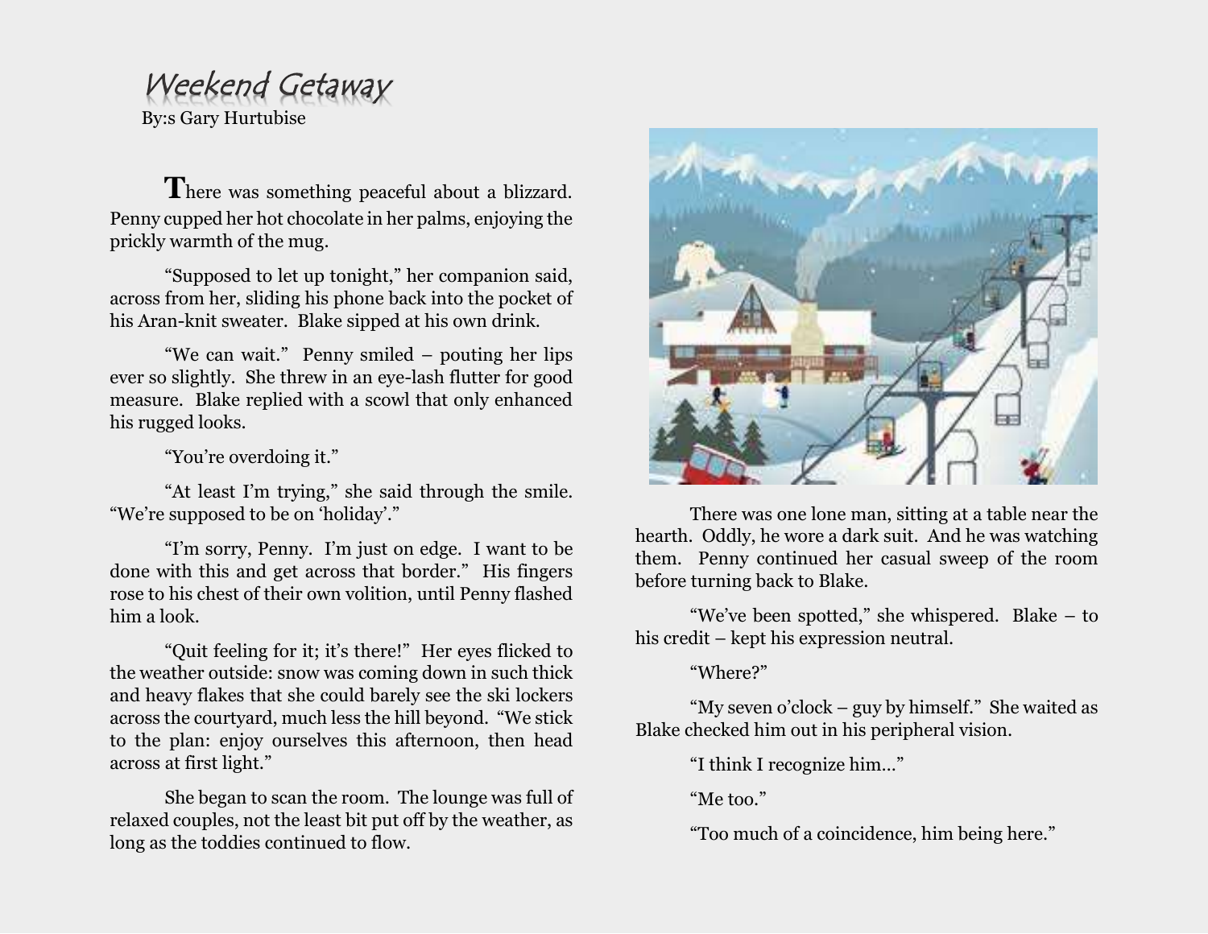# Weekend Getaway

By:s Gary Hurtubise

There was something peaceful about a blizzard. Penny cupped her hot chocolate in her palms, enjoying the prickly warmth of the mug.

"Supposed to let up tonight," her companion said, across from her, sliding his phone back into the pocket of his Aran-knit sweater. Blake sipped at his own drink.

"We can wait." Penny smiled – pouting her lips ever so slightly. She threw in an eye-lash flutter for good measure. Blake replied with a scowl that only enhanced his rugged looks.

"You're overdoing it."

"At least I'm trying," she said through the smile. "We're supposed to be on 'holiday'."

"I'm sorry, Penny. I'm just on edge. I want to be done with this and get across that border." His fingers rose to his chest of their own volition, until Penny flashed him a look.

"Quit feeling for it; it's there!" Her eyes flicked to the weather outside: snow was coming down in such thick and heavy flakes that she could barely see the ski lockers across the courtyard, much less the hill beyond. "We stick to the plan: enjoy ourselves this afternoon, then head across at first light."

She began to scan the room. The lounge was full of relaxed couples, not the least bit put off by the weather, as long as the toddies continued to flow.

There was one lone man, sitting at a table near the hearth. Oddly, he wore a dark suit. And he was watching them. Penny continued her casual sweep of the room before turning back to Blake.

"We've been spotted," she whispered. Blake – to his credit – kept his expression neutral.

"Where?"

"My seven o'clock – guy by himself." She waited as Blake checked him out in his peripheral vision.

"I think I recognize him..."

"Me too."

"Too much of a coincidence, him being here."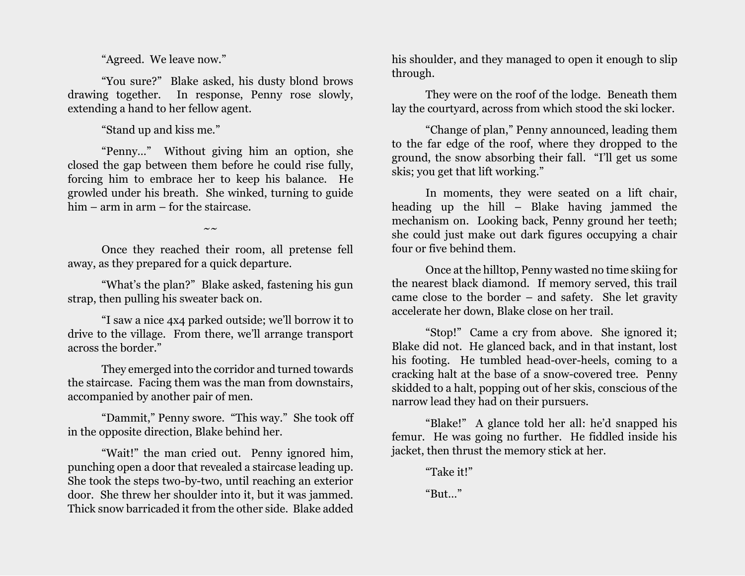"Agreed. We leave now."

"You sure?" Blake asked, his dusty blond brows drawing together. In response, Penny rose slowly, extending a hand to her fellow agent.

"Stand up and kiss me."

"Penny…" Without giving him an option, she closed the gap between them before he could rise fully, forcing him to embrace her to keep his balance. He growled under his breath. She winked, turning to guide him – arm in arm – for the staircase.

~~

Once they reached their room, all pretense fell away, as they prepared for a quick departure.

"What's the plan?" Blake asked, fastening his gun strap, then pulling his sweater back on.

"I saw a nice 4x4 parked outside; we'll borrow it to drive to the village. From there, we'll arrange transport across the border."

They emerged into the corridor and turned towards the staircase. Facing them was the man from downstairs, accompanied by another pair of men.

"Dammit," Penny swore. "This way." She took off in the opposite direction, Blake behind her.

"Wait!" the man cried out. Penny ignored him, punching open a door that revealed a staircase leading up. She took the steps two-by-two, until reaching an exterior door. She threw her shoulder into it, but it was jammed. Thick snow barricaded it from the other side. Blake added his shoulder, and they managed to open it enough to slip through.

They were on the roof of the lodge. Beneath them lay the courtyard, across from which stood the ski locker.

"Change of plan," Penny announced, leading them to the far edge of the roof, where they dropped to the ground, the snow absorbing their fall. "I'll get us some skis; you get that lift working."

In moments, they were seated on a lift chair, heading up the hill – Blake having jammed the mechanism on. Looking back, Penny ground her teeth; she could just make out dark figures occupying a chair four or five behind them.

Once at the hilltop, Penny wasted no time skiing for the nearest black diamond. If memory served, this trail came close to the border – and safety. She let gravity accelerate her down, Blake close on her trail.

"Stop!" Came a cry from above. She ignored it; Blake did not. He glanced back, and in that instant, lost his footing. He tumbled head-over-heels, coming to a cracking halt at the base of a snow-covered tree. Penny skidded to a halt, popping out of her skis, conscious of the narrow lead they had on their pursuers.

"Blake!" A glance told her all: he'd snapped his femur. He was going no further. He fiddled inside his jacket, then thrust the memory stick at her.

"Take it!"

"But…"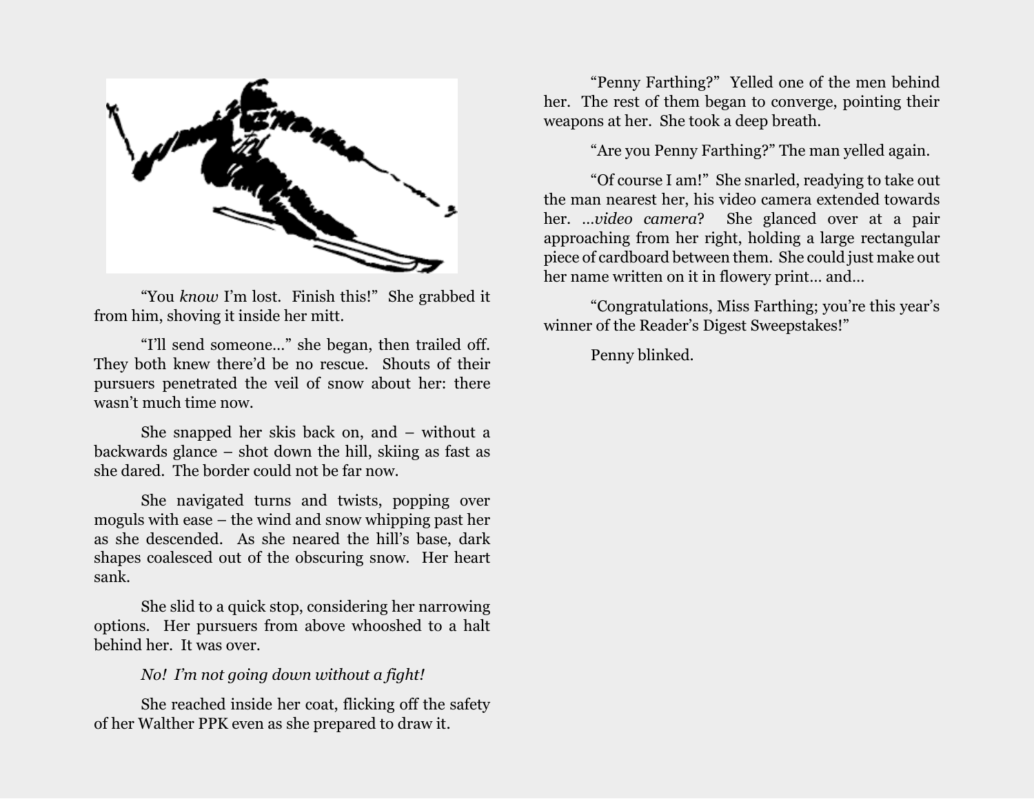“You *know* I’m lost. Finish this!” She grabbed it from him, shoving it inside her mitt.

“I’ll send someone…” she began, then trailed off. They both knew there’d be no rescue. Shouts of their pursuers penetrated the veil of snow about her: there wasn’t much time now.

She snapped her skis back on, and – without a backwards glance – shot down the hill, skiing as fast as she dared. The border could not be far now.

She navigated turns and twists, popping over moguls with ease – the wind and snow whipping past her as she descended. As she neared the hill’s base, dark shapes coalesced out of the obscuring snow. Her heart sank.

She slid to a quick stop, considering her narrowing options. Her pursuers from above whooshed to a halt behind her. It was over.

*No! I’m not going down without a fight!*

She reached inside her coat, flicking off the safety of her Walther PPK even as she prepared to draw it.

“Penny Farthing?” Yelled one of the men behind her. The rest of them began to converge, pointing their weapons at her. She took a deep breath.

“Are you Penny Farthing?” The man yelled again.

“Of course I am!” She snarled, readying to take out the man nearest her, his video camera extended towards her. *…video camera*? She glanced over at a pair approaching from her right, holding a large rectangular piece of cardboard between them. She could just make out her name written on it in flowery print… and…

“Congratulations, Miss Farthing; you’re this year’s winner of the Reader’s Digest Sweepstakes!”

Penny blinked.